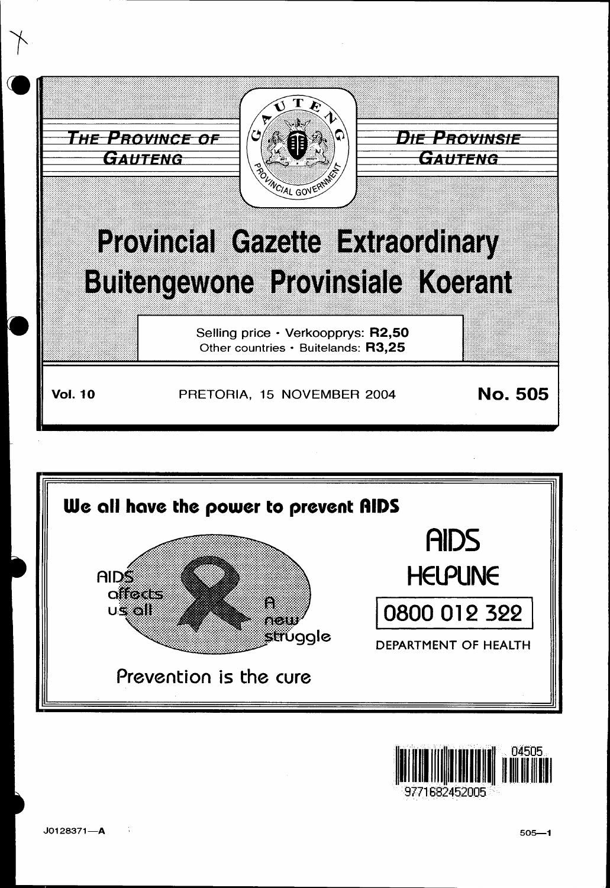THE PROVINCE OF GAUTENG

DIE PROVINSIE GAUTENG

# Provincial Gazette Extraordinary
# Buitengewone Provinsiale Koerant

Selling price · Verkoopprys: **R2,50**
Other countries · Buitelands: **R3,25**

**Vol. 10** PRETORIA, 15 NOVEMBER 2004 **No. 505**

**We all have the power to prevent AIDS**

AIDS affects us all

A new struggle

Prevention is the cure

AIDS HELPLINE

0800 012 322

DEPARTMENT OF HEALTH

J0128371—A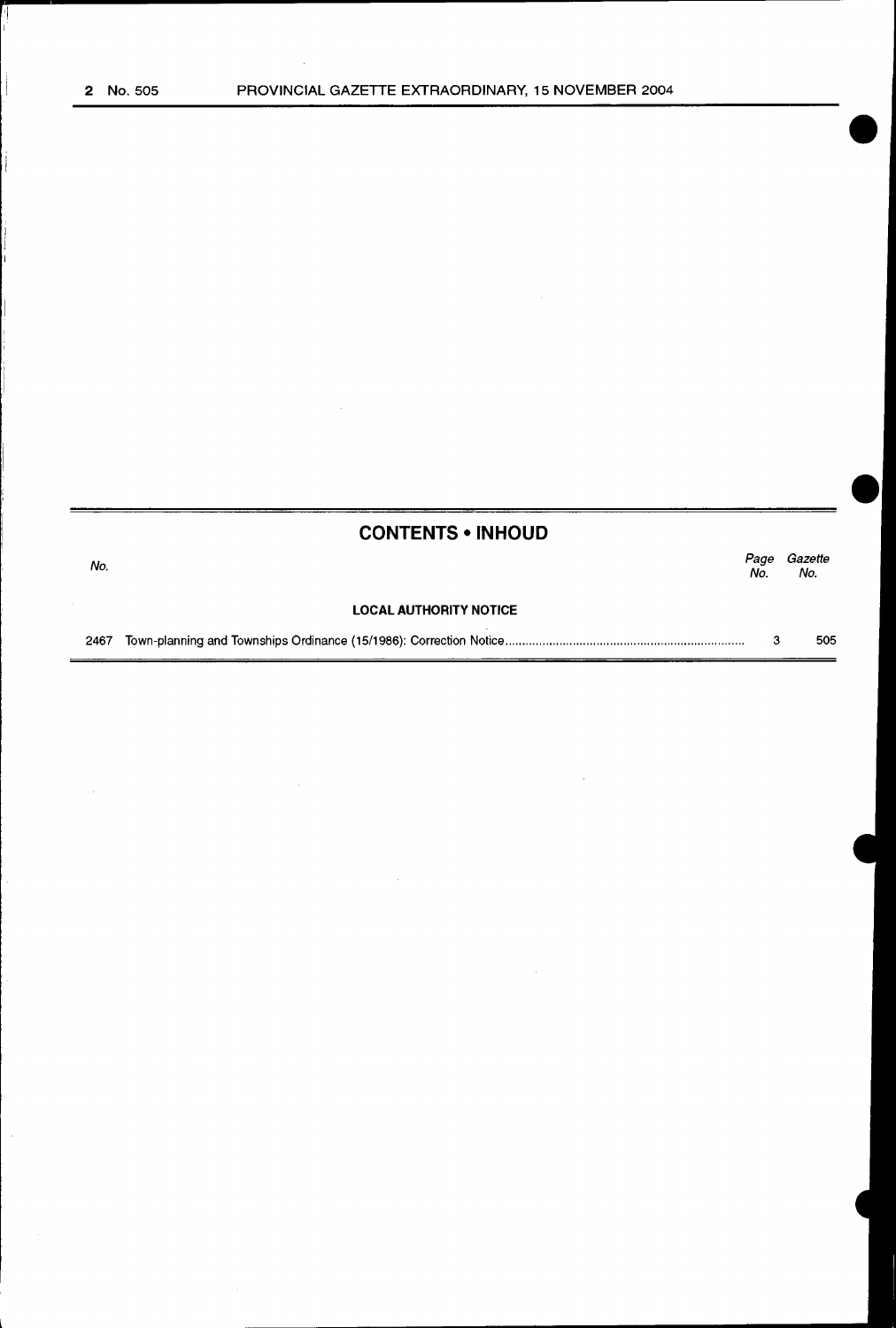## CONTENTS • INHOUD

| No. | | *Page No.* | *Gazette No.* |
|---|---|---|---|
| | **LOCAL AUTHORITY NOTICE** | | |
| 2467 | Town-planning and Townships Ordinance (15/1986): Correction Notice | 3 | 505 |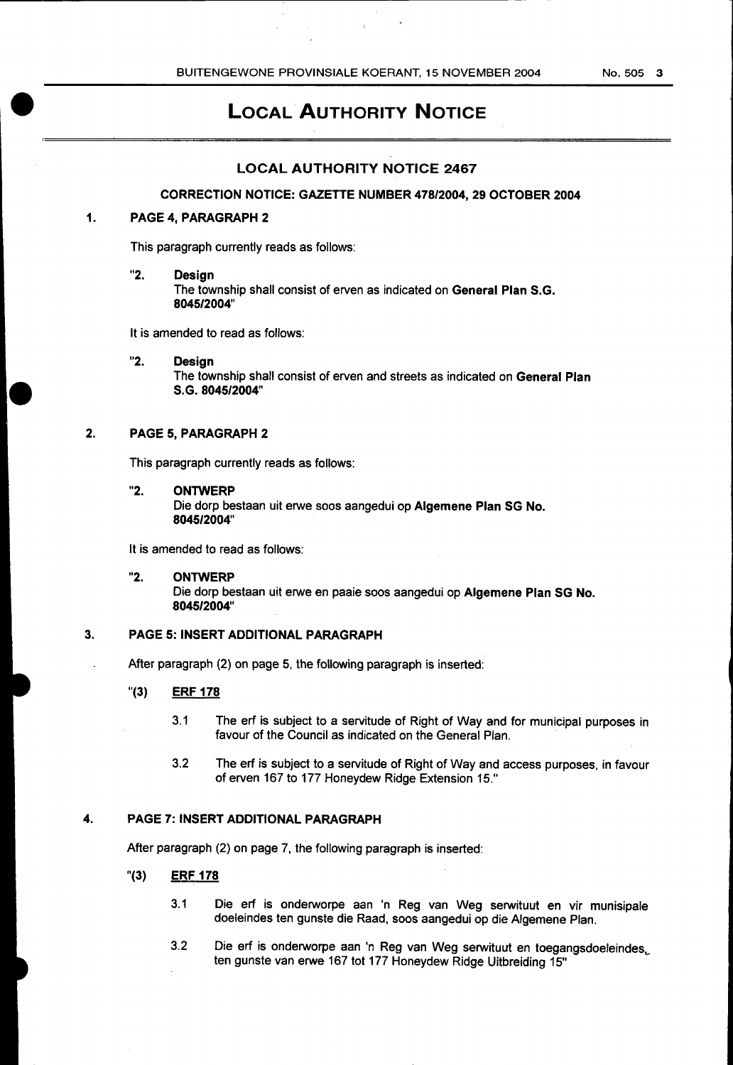# LOCAL AUTHORITY NOTICE

## LOCAL AUTHORITY NOTICE 2467

### CORRECTION NOTICE: GAZETTE NUMBER 478/2004, 29 OCTOBER 2004

**1. PAGE 4, PARAGRAPH 2**

This paragraph currently reads as follows:

"**2. Design**
The township shall consist of erven as indicated on **General Plan S.G. 8045/2004**"

It is amended to read as follows:

"**2. Design**
The township shall consist of erven and streets as indicated on **General Plan S.G. 8045/2004**"

**2. PAGE 5, PARAGRAPH 2**

This paragraph currently reads as follows:

"**2. ONTWERP**
Die dorp bestaan uit erwe soos aangedui op **Algemene Plan SG No. 8045/2004**"

It is amended to read as follows:

"**2. ONTWERP**
Die dorp bestaan uit erwe en paaie soos aangedui op **Algemene Plan SG No. 8045/2004**"

**3. PAGE 5: INSERT ADDITIONAL PARAGRAPH**

After paragraph (2) on page 5, the following paragraph is inserted:

"(3) <u>**ERF 178**</u>

3.1 The erf is subject to a servitude of Right of Way and for municipal purposes in favour of the Council as indicated on the General Plan.

3.2 The erf is subject to a servitude of Right of Way and access purposes, in favour of erven 167 to 177 Honeydew Ridge Extension 15."

**4. PAGE 7: INSERT ADDITIONAL PARAGRAPH**

After paragraph (2) on page 7, the following paragraph is inserted:

"(3) <u>**ERF 178**</u>

3.1 Die erf is onderworpe aan 'n Reg van Weg serwituut en vir munisipale doeleindes ten gunste die Raad, soos aangedui op die Algemene Plan.

3.2 Die erf is onderworpe aan 'n Reg van Weg serwituut en toegangsdoeleindes, ten gunste van erwe 167 tot 177 Honeydew Ridge Uitbreiding 15"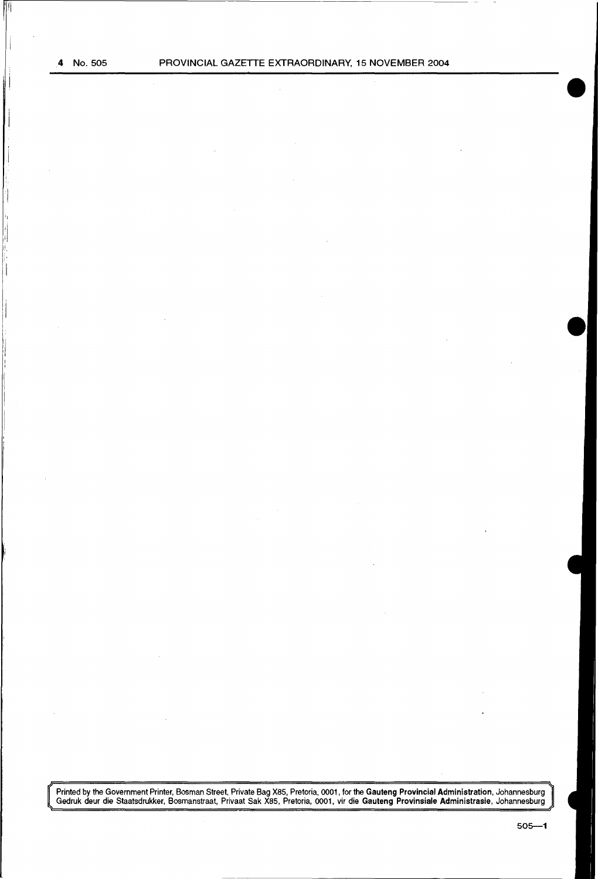Printed by the Government Printer, Bosman Street, Private Bag X85, Pretoria, 0001, for the **Gauteng Provincial Administration**, Johannesburg
Gedruk deur die Staatsdrukker, Bosmanstraat, Privaat Sak X85, Pretoria, 0001, vir die **Gauteng Provinsiale Administrasie**, Johannesburg

505—1